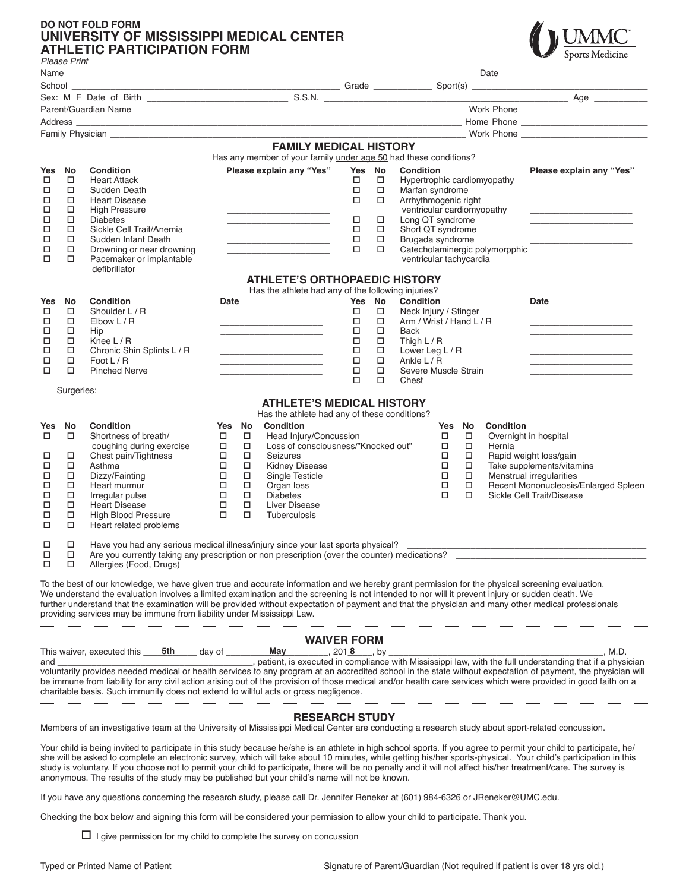**DO NOT FOLD FORM**

# UNIVERSITY OF MISSISSIPPI MEDICAL CENTER
# ATHLETIC PARTICIPATION FORM

UMMC Sports Medicine

*Please Print*

Name ______________________________ Date ______________

School ______________________________ Grade __________ Sport(s) ______________

Sex: M F Date of Birth ______________ S.S.N. ______________ Age ______

Parent/Guardian Name ______________________________ Work Phone ______________

Address ______________________________ Home Phone ______________

Family Physician ______________________________ Work Phone ______________

## FAMILY MEDICAL HISTORY

Has any member of your family under age 50 had these conditions?

| Yes | No | Condition | Please explain any "Yes" | Yes | No | Condition | Please explain any "Yes" |
|---|---|---|---|---|---|---|---|
| ☐ | ☐ | Heart Attack | | ☐ | ☐ | Hypertrophic cardiomyopathy | |
| ☐ | ☐ | Sudden Death | | ☐ | ☐ | Marfan syndrome | |
| ☐ | ☐ | Heart Disease | | ☐ | ☐ | Arrhythmogenic right ventricular cardiomyopathy | |
| ☐ | ☐ | High Pressure | | | | | |
| ☐ | ☐ | Diabetes | | ☐ | ☐ | Long QT syndrome | |
| ☐ | ☐ | Sickle Cell Trait/Anemia | | ☐ | ☐ | Short QT syndrome | |
| ☐ | ☐ | Sudden Infant Death | | ☐ | ☐ | Brugada syndrome | |
| ☐ | ☐ | Drowning or near drowning | | ☐ | ☐ | Catecholaminergic polymorpphic ventricular tachycardia | |
| ☐ | ☐ | Pacemaker or implantable defibrillator | | | | | |

## ATHLETE'S ORTHOPAEDIC HISTORY

Has the athlete had any of the following injuries?

| Yes | No | Condition | Date | Yes | No | Condition | Date |
|---|---|---|---|---|---|---|---|
| ☐ | ☐ | Shoulder L / R | | ☐ | ☐ | Neck Injury / Stinger | |
| ☐ | ☐ | Elbow L / R | | ☐ | ☐ | Arm / Wrist / Hand L / R | |
| ☐ | ☐ | Hip | | ☐ | ☐ | Back | |
| ☐ | ☐ | Knee L / R | | ☐ | ☐ | Thigh L / R | |
| ☐ | ☐ | Chronic Shin Splints L / R | | ☐ | ☐ | Lower Leg L / R | |
| ☐ | ☐ | Foot L / R | | ☐ | ☐ | Ankle L / R | |
| ☐ | ☐ | Pinched Nerve | | ☐ | ☐ | Severe Muscle Strain | |
| | | | | ☐ | ☐ | Chest | |

Surgeries: ______________________________

## ATHLETE'S MEDICAL HISTORY

Has the athlete had any of these conditions?

| Yes | No | Condition | Yes | No | Condition | Yes | No | Condition |
|---|---|---|---|---|---|---|---|---|
| ☐ | ☐ | Shortness of breath/ coughing during exercise | ☐ | ☐ | Head Injury/Concussion | ☐ | ☐ | Overnight in hospital |
| | | | ☐ | ☐ | Loss of consciousness/"Knocked out" | ☐ | ☐ | Hernia |
| ☐ | ☐ | Chest pain/Tightness | ☐ | ☐ | Seizures | ☐ | ☐ | Rapid weight loss/gain |
| ☐ | ☐ | Asthma | ☐ | ☐ | Kidney Disease | ☐ | ☐ | Take supplements/vitamins |
| ☐ | ☐ | Dizzy/Fainting | ☐ | ☐ | Single Testicle | ☐ | ☐ | Menstrual irregularities |
| ☐ | ☐ | Heart murmur | ☐ | ☐ | Organ loss | ☐ | ☐ | Recent Mononucleosis/Enlarged Spleen |
| ☐ | ☐ | Irregular pulse | ☐ | ☐ | Diabetes | ☐ | ☐ | Sickle Cell Trait/Disease |
| ☐ | ☐ | Heart Disease | ☐ | ☐ | Liver Disease | | | |
| ☐ | ☐ | High Blood Pressure | ☐ | ☐ | Tuberculosis | | | |
| ☐ | ☐ | Heart related problems | | | | | | |

☐ ☐ Have you had any serious medical illness/injury since your last sports physical? ______________

☐ ☐ Are you currently taking any prescription or non prescription (over the counter) medications? ______________

☐ ☐ Allergies (Food, Drugs) ______________

To the best of our knowledge, we have given true and accurate information and we hereby grant permission for the physical screening evaluation. We understand the evaluation involves a limited examination and the screening is not intended to nor will it prevent injury or sudden death. We further understand that the examination will be provided without expectation of payment and that the physician and many other medical professionals providing services may be immune from liability under Mississippi Law.

## WAIVER FORM

This waiver, executed this ___**5th**___ day of ___**May**___, 201**8**___, by ______________________________, M.D. and ______________________________, patient, is executed in compliance with Mississippi law, with the full understanding that if a physician voluntarily provides needed medical or health services to any program at an accredited school in the state without expectation of payment, the physician will be immune from liability for any civil action arising out of the provision of those medical and/or health care services which were provided in good faith on a charitable basis. Such immunity does not extend to willful acts or gross negligence.

## RESEARCH STUDY

Members of an investigative team at the University of Mississippi Medical Center are conducting a research study about sport-related concussion.

Your child is being invited to participate in this study because he/she is an athlete in high school sports. If you agree to permit your child to participate, he/she will be asked to complete an electronic survey, which will take about 10 minutes, while getting his/her sports-physical. Your child's participation in this study is voluntary. If you choose not to permit your child to participate, there will be no penalty and it will not affect his/her treatment/care. The survey is anonymous. The results of the study may be published but your child's name will not be known.

If you have any questions concerning the research study, please call Dr. Jennifer Reneker at (601) 984-6326 or JReneker@UMC.edu.

Checking the box below and signing this form will be considered your permission to allow your child to participate. Thank you.

☐ I give permission for my child to complete the survey on concussion

______________________________ Typed or Printed Name of Patient

______________________________ Signature of Parent/Guardian (Not required if patient is over 18 yrs old.)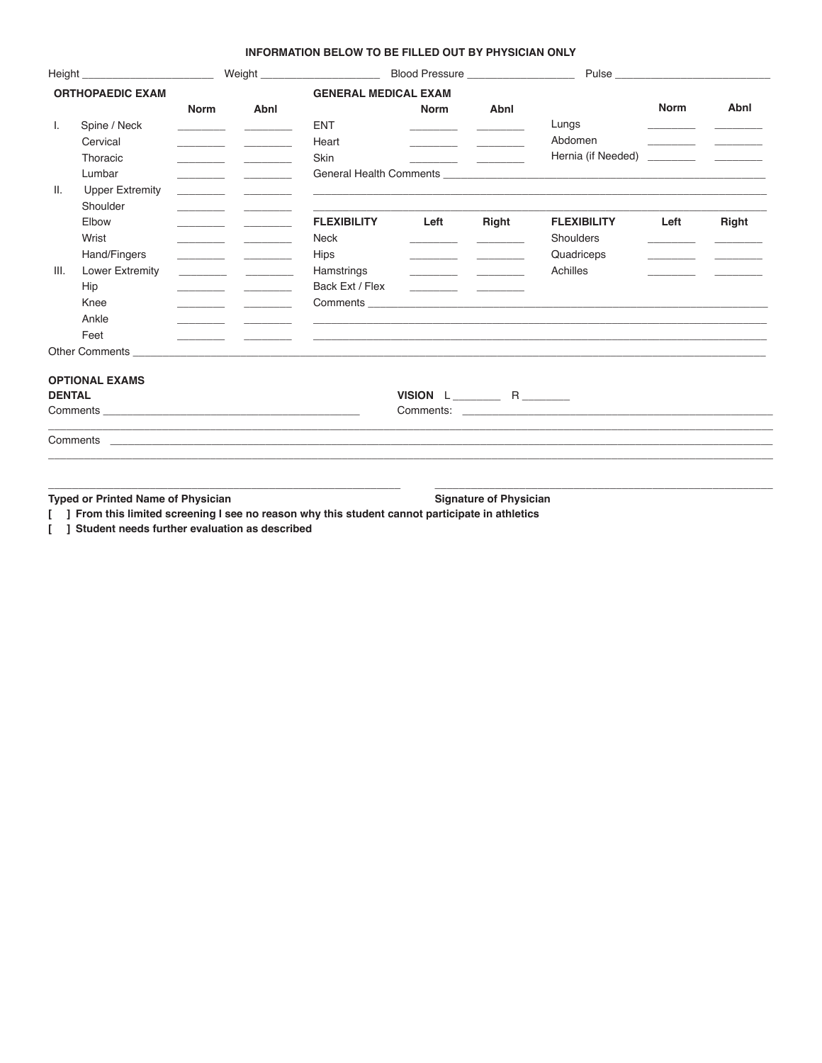**INFORMATION BELOW TO BE FILLED OUT BY PHYSICIAN ONLY**

Height ______________________ Weight ____________________ Blood Pressure __________________ Pulse ___________________________

| ORTHOPAEDIC EXAM | | Norm | Abnl |
|---|---|---|---|
| I. | Spine / Neck | ________ | ________ |
| | Cervical | ________ | ________ |
| | Thoracic | ________ | ________ |
| | Lumbar | ________ | ________ |
| II. | Upper Extremity | ________ | ________ |
| | Shoulder | ________ | ________ |
| | Elbow | ________ | ________ |
| | Wrist | ________ | ________ |
| | Hand/Fingers | ________ | ________ |
| III. | Lower Extremity | ________ | ________ |
| | Hip | ________ | ________ |
| | Knee | ________ | ________ |
| | Ankle | ________ | ________ |
| | Feet | ________ | ________ |

| GENERAL MEDICAL EXAM | Norm | Abnl | | Norm | Abnl |
|---|---|---|---|---|---|
| ENT | ________ | ________ | Lungs | ________ | ________ |
| Heart | ________ | ________ | Abdomen | ________ | ________ |
| Skin | ________ | ________ | Hernia (if Needed) | ________ | ________ |

General Health Comments ______________________________________________________________

______________________________________________________________

______________________________________________________________

| FLEXIBILITY | Left | Right | FLEXIBILITY | Left | Right |
|---|---|---|---|---|---|
| Neck | ________ | ________ | Shoulders | ________ | ________ |
| Hips | ________ | ________ | Quadriceps | ________ | ________ |
| Hamstrings | ________ | ________ | Achilles | ________ | ________ |
| Back Ext / Flex | ________ | ________ | | | |

Comments ______________________________________________________________

______________________________________________________________

______________________________________________________________

Other Comments ______________________________________________________________

**OPTIONAL EXAMS**

**DENTAL**

Comments ____________________________________________

**VISION** L ________ R ________

Comments: ____________________________________________

______________________________________________________________

Comments ______________________________________________________________

______________________________________________________________

____________________________________________________________ ____________________________________________________________

**Typed or Printed Name of Physician** **Signature of Physician**

**[ ] From this limited screening I see no reason why this student cannot participate in athletics**

**[ ] Student needs further evaluation as described**